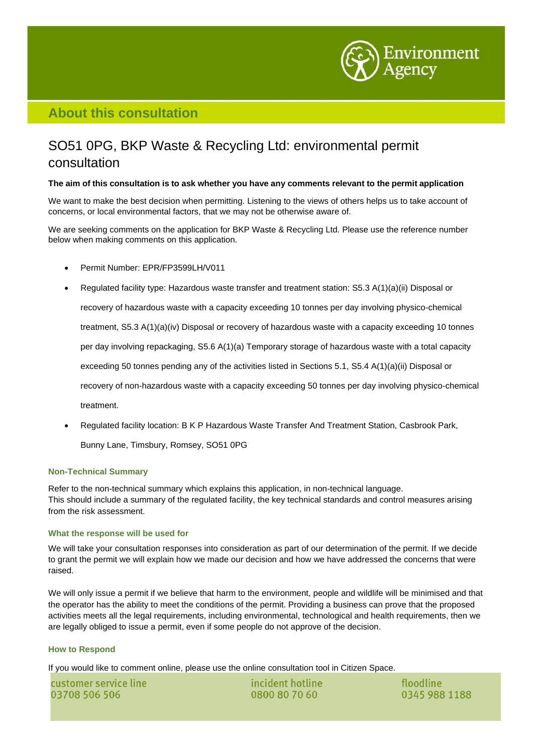## About this consultation

# SO51 0PG, BKP Waste & Recycling Ltd: environmental permit consultation

**The aim of this consultation is to ask whether you have any comments relevant to the permit application**

We want to make the best decision when permitting. Listening to the views of others helps us to take account of concerns, or local environmental factors, that we may not be otherwise aware of.

We are seeking comments on the application for BKP Waste & Recycling Ltd. Please use the reference number below when making comments on this application.

- Permit Number: EPR/FP3599LH/V011
- Regulated facility type: Hazardous waste transfer and treatment station: S5.3 A(1)(a)(ii) Disposal or recovery of hazardous waste with a capacity exceeding 10 tonnes per day involving physico-chemical treatment, S5.3 A(1)(a)(iv) Disposal or recovery of hazardous waste with a capacity exceeding 10 tonnes per day involving repackaging, S5.6 A(1)(a) Temporary storage of hazardous waste with a total capacity exceeding 50 tonnes pending any of the activities listed in Sections 5.1, S5.4 A(1)(a)(ii) Disposal or recovery of non-hazardous waste with a capacity exceeding 50 tonnes per day involving physico-chemical treatment.
- Regulated facility location: B K P Hazardous Waste Transfer And Treatment Station, Casbrook Park, Bunny Lane, Timsbury, Romsey, SO51 0PG

### Non-Technical Summary

Refer to the non-technical summary which explains this application, in non-technical language.
This should include a summary of the regulated facility, the key technical standards and control measures arising from the risk assessment.

### What the response will be used for

We will take your consultation responses into consideration as part of our determination of the permit. If we decide to grant the permit we will explain how we made our decision and how we have addressed the concerns that were raised.

We will only issue a permit if we believe that harm to the environment, people and wildlife will be minimised and that the operator has the ability to meet the conditions of the permit. Providing a business can prove that the proposed activities meets all the legal requirements, including environmental, technological and health requirements, then we are legally obliged to issue a permit, even if some people do not approve of the decision.

### How to Respond

If you would like to comment online, please use the online consultation tool in Citizen Space.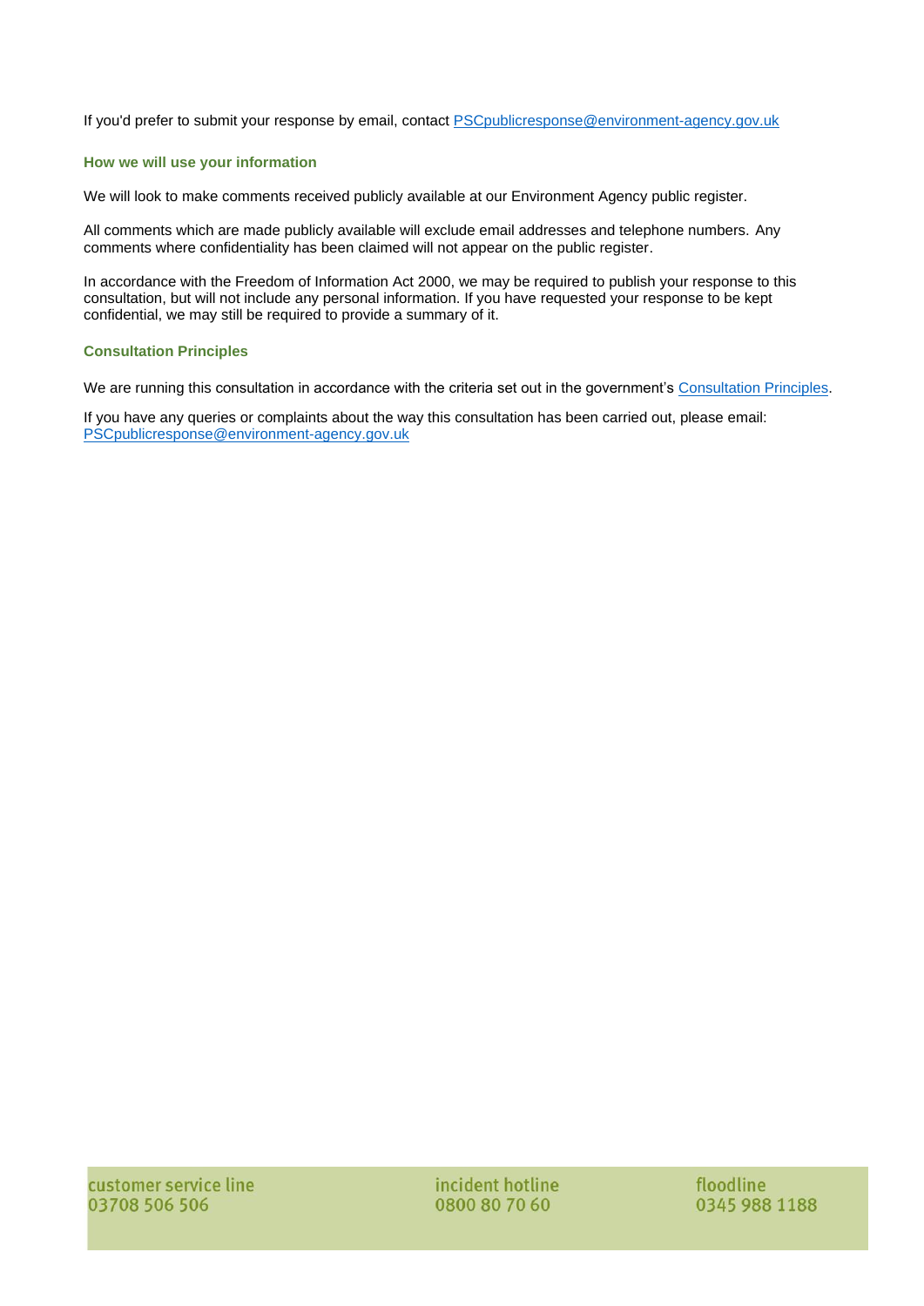If you'd prefer to submit your response by email, contact PSCpublicresponse@environment-agency.gov.uk

### How we will use your information

We will look to make comments received publicly available at our Environment Agency public register.

All comments which are made publicly available will exclude email addresses and telephone numbers. Any comments where confidentiality has been claimed will not appear on the public register.

In accordance with the Freedom of Information Act 2000, we may be required to publish your response to this consultation, but will not include any personal information. If you have requested your response to be kept confidential, we may still be required to provide a summary of it.

### Consultation Principles

We are running this consultation in accordance with the criteria set out in the government's Consultation Principles.

If you have any queries or complaints about the way this consultation has been carried out, please email: PSCpublicresponse@environment-agency.gov.uk

customer service line
03708 506 506

incident hotline
0800 80 70 60

floodline
0345 988 1188